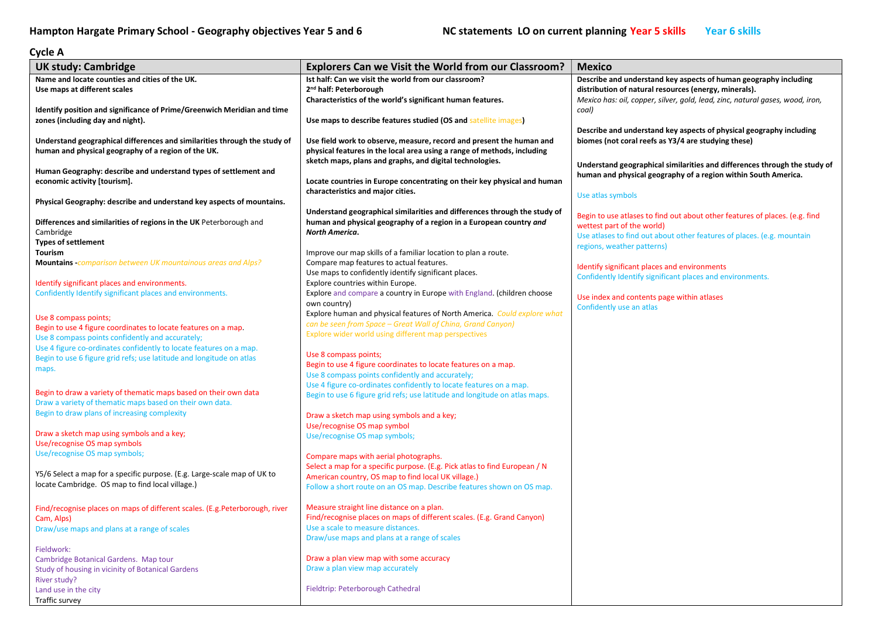**Hampton Hargate Primary School - Geography objectives Year 5 and 6** NC statements LO on current planning Year 5 skills Year 6 skills

**Cycle A**

| UK study: Cambridge | Explorers Can we Visit the World from our Classroom? | Mexico |
|---|---|---|
| **Name and locate counties and cities of the UK.**<br>**Use maps at different scales**<br><br>**Identify position and significance of Prime/Greenwich Meridian and time zones (including day and night).**<br><br>**Understand geographical differences and similarities through the study of human and physical geography of a region of the UK.**<br><br>**Human Geography: describe and understand types of settlement and economic activity [tourism].**<br><br>**Physical Geography: describe and understand key aspects of mountains.**<br><br>**Differences and similarities of regions in the UK** Peterborough and Cambridge<br>**Types of settlement**<br>**Tourism**<br>**Mountains -***comparison between UK mountainous areas and Alps?*<br><br>Identify significant places and environments.<br>Confidently Identify significant places and environments.<br><br>Use 8 compass points;<br>Begin to use 4 figure coordinates to locate features on a map.<br>Use 8 compass points confidently and accurately;<br>Use 4 figure co-ordinates confidently to locate features on a map.<br>Begin to use 6 figure grid refs; use latitude and longitude on atlas maps.<br><br>Begin to draw a variety of thematic maps based on their own data<br>Draw a variety of thematic maps based on their own data.<br>Begin to draw plans of increasing complexity<br><br>Draw a sketch map using symbols and a key;<br>Use/recognise OS map symbols<br>Use/recognise OS map symbols;<br><br>Y5/6 Select a map for a specific purpose. (E.g. Large-scale map of UK to locate Cambridge. OS map to find local village.)<br><br>Find/recognise places on maps of different scales. (E.g.Peterborough, river Cam, Alps)<br>Draw/use maps and plans at a range of scales<br><br>Fieldwork:<br>Cambridge Botanical Gardens. Map tour<br>Study of housing in vicinity of Botanical Gardens<br>River study?<br>Land use in the city<br>Traffic survey | **Ist half: Can we visit the world from our classroom?**<br>**2nd half: Peterborough**<br>**Characteristics of the world's significant human features.**<br><br>**Use maps to describe features studied (OS and** satellite images**)**<br><br>**Use field work to observe, measure, record and present the human and physical features in the local area using a range of methods, including sketch maps, plans and graphs, and digital technologies.**<br><br>**Locate countries in Europe concentrating on their key physical and human characteristics and major cities.**<br><br>**Understand geographical similarities and differences through the study of human and physical geography of a region in a European country *and North America*.**<br><br>Improve our map skills of a familiar location to plan a route.<br>Compare map features to actual features.<br>Use maps to confidently identify significant places.<br>Explore countries within Europe.<br>Explore and compare a country in Europe with England. (children choose own country)<br>Explore human and physical features of North America. *Could explore what can be seen from Space – Great Wall of China, Grand Canyon)*<br>Explore wider world using different map perspectives<br><br>Use 8 compass points;<br>Begin to use 4 figure coordinates to locate features on a map.<br>Use 8 compass points confidently and accurately;<br>Use 4 figure co-ordinates confidently to locate features on a map.<br>Begin to use 6 figure grid refs; use latitude and longitude on atlas maps.<br><br>Draw a sketch map using symbols and a key;<br>Use/recognise OS map symbol<br>Use/recognise OS map symbols;<br><br>Compare maps with aerial photographs.<br>Select a map for a specific purpose. (E.g. Pick atlas to find European / N American country, OS map to find local UK village.)<br>Follow a short route on an OS map. Describe features shown on OS map.<br><br>Measure straight line distance on a plan.<br>Find/recognise places on maps of different scales. (E.g. Grand Canyon)<br>Use a scale to measure distances.<br>Draw/use maps and plans at a range of scales<br><br>Draw a plan view map with some accuracy<br>Draw a plan view map accurately<br><br>Fieldtrip: Peterborough Cathedral | **Describe and understand key aspects of human geography including distribution of natural resources (energy, minerals).**<br>*Mexico has: oil, copper, silver, gold, lead, zinc, natural gases, wood, iron, coal)*<br><br>**Describe and understand key aspects of physical geography including biomes (not coral reefs as Y3/4 are studying these)**<br><br>**Understand geographical similarities and differences through the study of human and physical geography of a region within South America.**<br><br>Use atlas symbols<br><br>Begin to use atlases to find out about other features of places. (e.g. find wettest part of the world)<br>Use atlases to find out about other features of places. (e.g. mountain regions, weather patterns)<br><br>Identify significant places and environments<br>Confidently Identify significant places and environments.<br><br>Use index and contents page within atlases<br>Confidently use an atlas |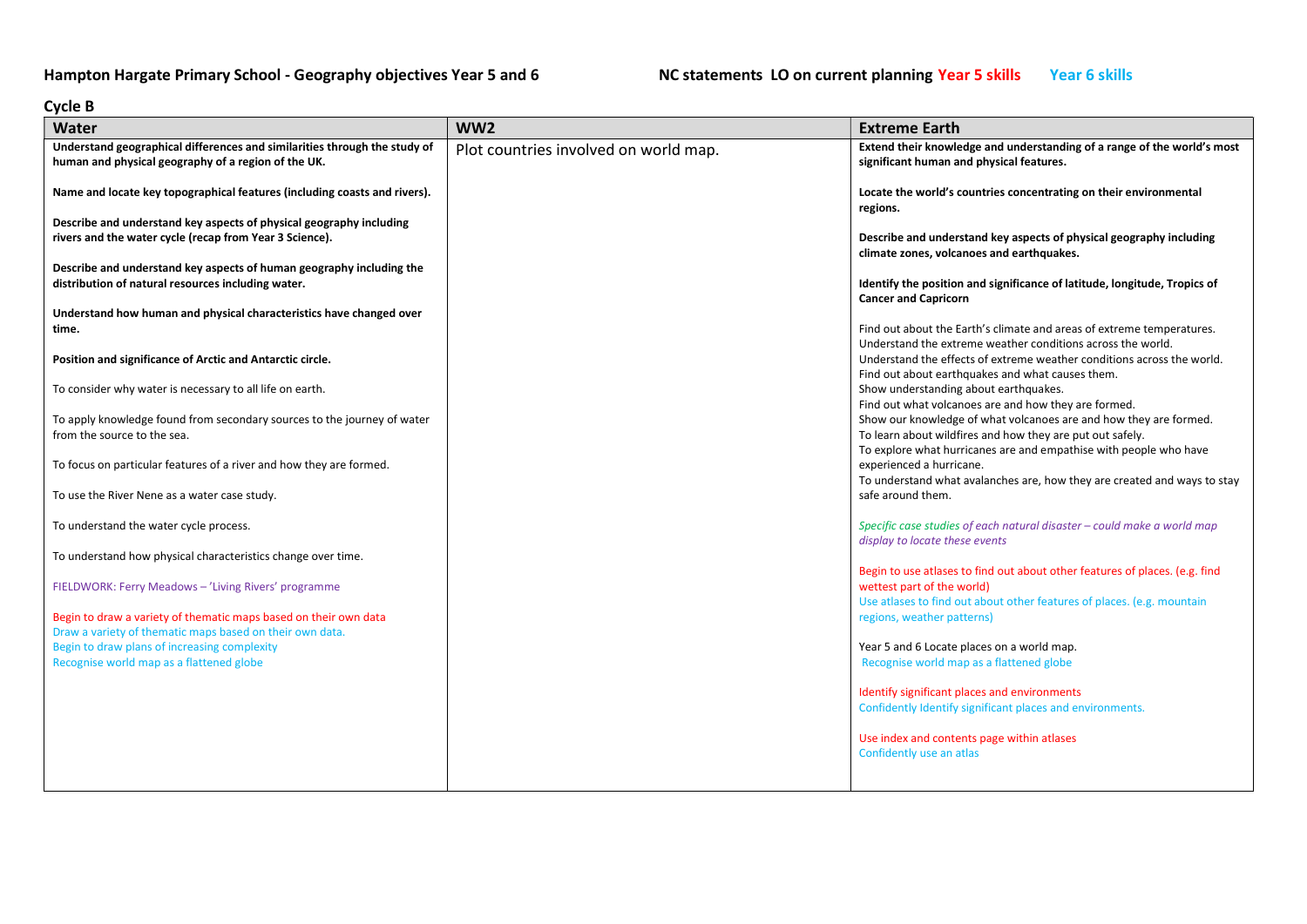# Hampton Hargate Primary School - Geography objectives Year 5 and 6

**NC statements** **LO on current planning** **Year 5 skills** **Year 6 skills**

## Cycle B

| Water | WW2 | Extreme Earth |
|---|---|---|
| **Understand geographical differences and similarities through the study of human and physical geography of a region of the UK.**<br><br>**Name and locate key topographical features (including coasts and rivers).**<br><br>**Describe and understand key aspects of physical geography including rivers and the water cycle (recap from Year 3 Science).**<br><br>**Describe and understand key aspects of human geography including the distribution of natural resources including water.**<br><br>**Understand how human and physical characteristics have changed over time.**<br><br>**Position and significance of Arctic and Antarctic circle.**<br><br>To consider why water is necessary to all life on earth.<br><br>To apply knowledge found from secondary sources to the journey of water from the source to the sea.<br><br>To focus on particular features of a river and how they are formed.<br><br>To use the River Nene as a water case study.<br><br>To understand the water cycle process.<br><br>To understand how physical characteristics change over time.<br><br>FIELDWORK: Ferry Meadows – 'Living Rivers' programme<br><br>Begin to draw a variety of thematic maps based on their own data<br>Draw a variety of thematic maps based on their own data.<br>Begin to draw plans of increasing complexity<br>Recognise world map as a flattened globe | Plot countries involved on world map. | **Extend their knowledge and understanding of a range of the world's most significant human and physical features.**<br><br>**Locate the world's countries concentrating on their environmental regions.**<br><br>**Describe and understand key aspects of physical geography including climate zones, volcanoes and earthquakes.**<br><br>**Identify the position and significance of latitude, longitude, Tropics of Cancer and Capricorn**<br><br>Find out about the Earth's climate and areas of extreme temperatures.<br>Understand the extreme weather conditions across the world.<br>Understand the effects of extreme weather conditions across the world.<br>Find out about earthquakes and what causes them.<br>Show understanding about earthquakes.<br>Find out what volcanoes are and how they are formed.<br>Show our knowledge of what volcanoes are and how they are formed.<br>To learn about wildfires and how they are put out safely.<br>To explore what hurricanes are and empathise with people who have experienced a hurricane.<br>To understand what avalanches are, how they are created and ways to stay safe around them.<br><br>*Specific case studies of each natural disaster – could make a world map display to locate these events*<br><br>Begin to use atlases to find out about other features of places. (e.g. find wettest part of the world)<br>Use atlases to find out about other features of places. (e.g. mountain regions, weather patterns)<br><br>Year 5 and 6 Locate places on a world map.<br>Recognise world map as a flattened globe<br><br>Identify significant places and environments<br>Confidently Identify significant places and environments.<br><br>Use index and contents page within atlases<br>Confidently use an atlas |